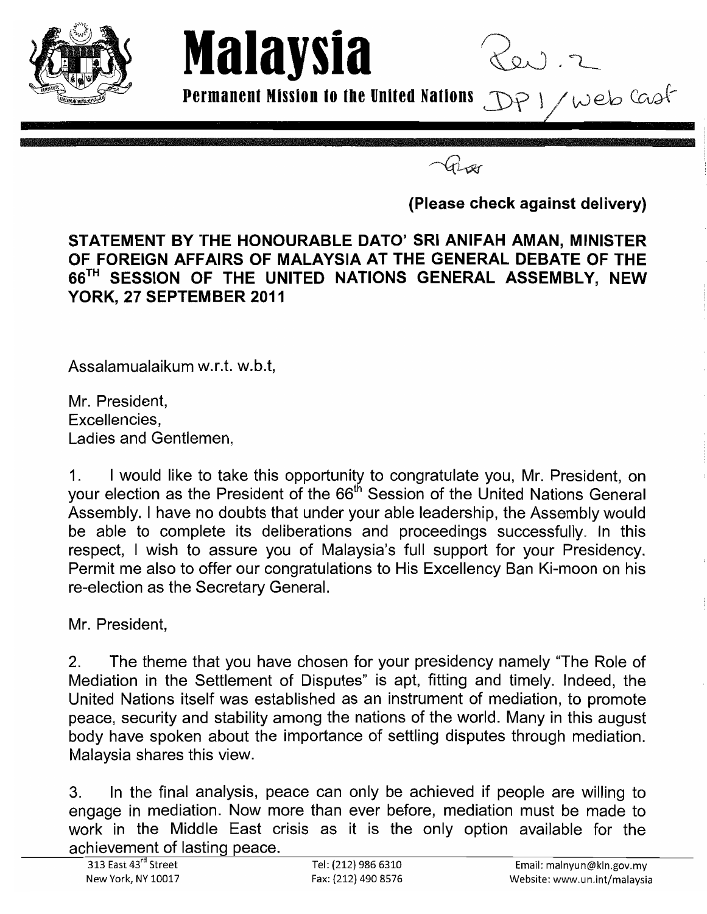**Malaysia**

**Permanent Mission to the United Nations**

Rev. 2
DP 1 / web cast

**(Please check against delivery)**

**STATEMENT BY THE HONOURABLE DATO' SRI ANIFAH AMAN, MINISTER OF FOREIGN AFFAIRS OF MALAYSIA AT THE GENERAL DEBATE OF THE 66TH SESSION OF THE UNITED NATIONS GENERAL ASSEMBLY, NEW YORK, 27 SEPTEMBER 2011**

Assalamualaikum w.r.t. w.b.t,

Mr. President,
Excellencies,
Ladies and Gentlemen,

1. I would like to take this opportunity to congratulate you, Mr. President, on your election as the President of the 66th Session of the United Nations General Assembly. I have no doubts that under your able leadership, the Assembly would be able to complete its deliberations and proceedings successfully. In this respect, I wish to assure you of Malaysia's full support for your Presidency. Permit me also to offer our congratulations to His Excellency Ban Ki-moon on his re-election as the Secretary General.

Mr. President,

2. The theme that you have chosen for your presidency namely "The Role of Mediation in the Settlement of Disputes" is apt, fitting and timely. Indeed, the United Nations itself was established as an instrument of mediation, to promote peace, security and stability among the nations of the world. Many in this august body have spoken about the importance of settling disputes through mediation. Malaysia shares this view.

3. In the final analysis, peace can only be achieved if people are willing to engage in mediation. Now more than ever before, mediation must be made to work in the Middle East crisis as it is the only option available for the achievement of lasting peace.

313 East 43rd Street
New York, NY 10017

Tel: (212) 986 6310
Fax: (212) 490 8576

Email: malnyun@kln.gov.my
Website: www.un.int/malaysia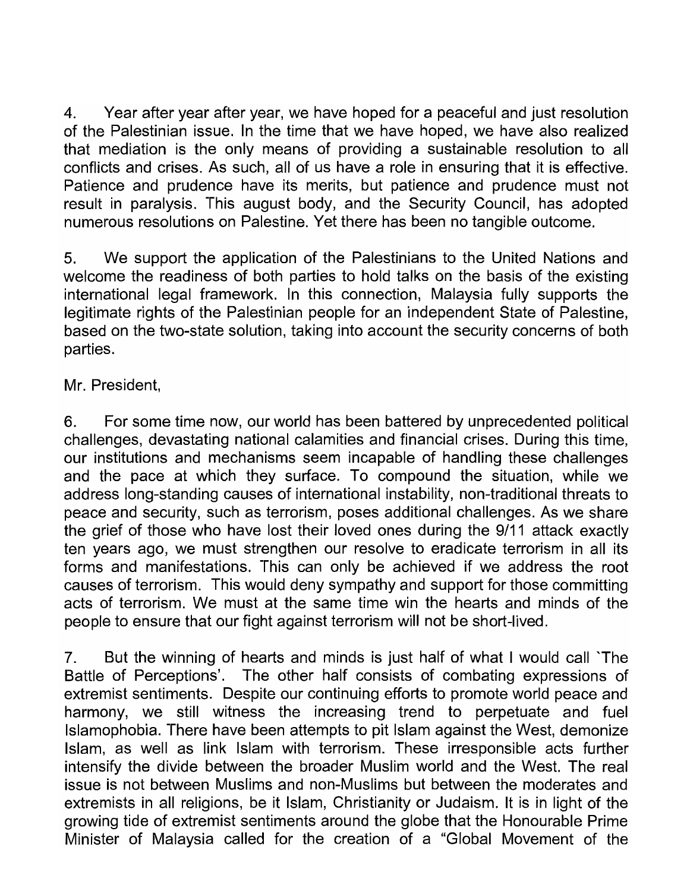4. Year after year after year, we have hoped for a peaceful and just resolution of the Palestinian issue. In the time that we have hoped, we have also realized that mediation is the only means of providing a sustainable resolution to all conflicts and crises. As such, all of us have a role in ensuring that it is effective. Patience and prudence have its merits, but patience and prudence must not result in paralysis. This august body, and the Security Council, has adopted numerous resolutions on Palestine. Yet there has been no tangible outcome.

5. We support the application of the Palestinians to the United Nations and welcome the readiness of both parties to hold talks on the basis of the existing international legal framework. In this connection, Malaysia fully supports the legitimate rights of the Palestinian people for an independent State of Palestine, based on the two-state solution, taking into account the security concerns of both parties.

Mr. President,

6. For some time now, our world has been battered by unprecedented political challenges, devastating national calamities and financial crises. During this time, our institutions and mechanisms seem incapable of handling these challenges and the pace at which they surface. To compound the situation, while we address long-standing causes of international instability, non-traditional threats to peace and security, such as terrorism, poses additional challenges. As we share the grief of those who have lost their loved ones during the 9/11 attack exactly ten years ago, we must strengthen our resolve to eradicate terrorism in all its forms and manifestations. This can only be achieved if we address the root causes of terrorism. This would deny sympathy and support for those committing acts of terrorism. We must at the same time win the hearts and minds of the people to ensure that our fight against terrorism will not be short-lived.

7. But the winning of hearts and minds is just half of what I would call `The Battle of Perceptions'. The other half consists of combating expressions of extremist sentiments. Despite our continuing efforts to promote world peace and harmony, we still witness the increasing trend to perpetuate and fuel Islamophobia. There have been attempts to pit Islam against the West, demonize Islam, as well as link Islam with terrorism. These irresponsible acts further intensify the divide between the broader Muslim world and the West. The real issue is not between Muslims and non-Muslims but between the moderates and extremists in all religions, be it Islam, Christianity or Judaism. It is in light of the growing tide of extremist sentiments around the globe that the Honourable Prime Minister of Malaysia called for the creation of a "Global Movement of the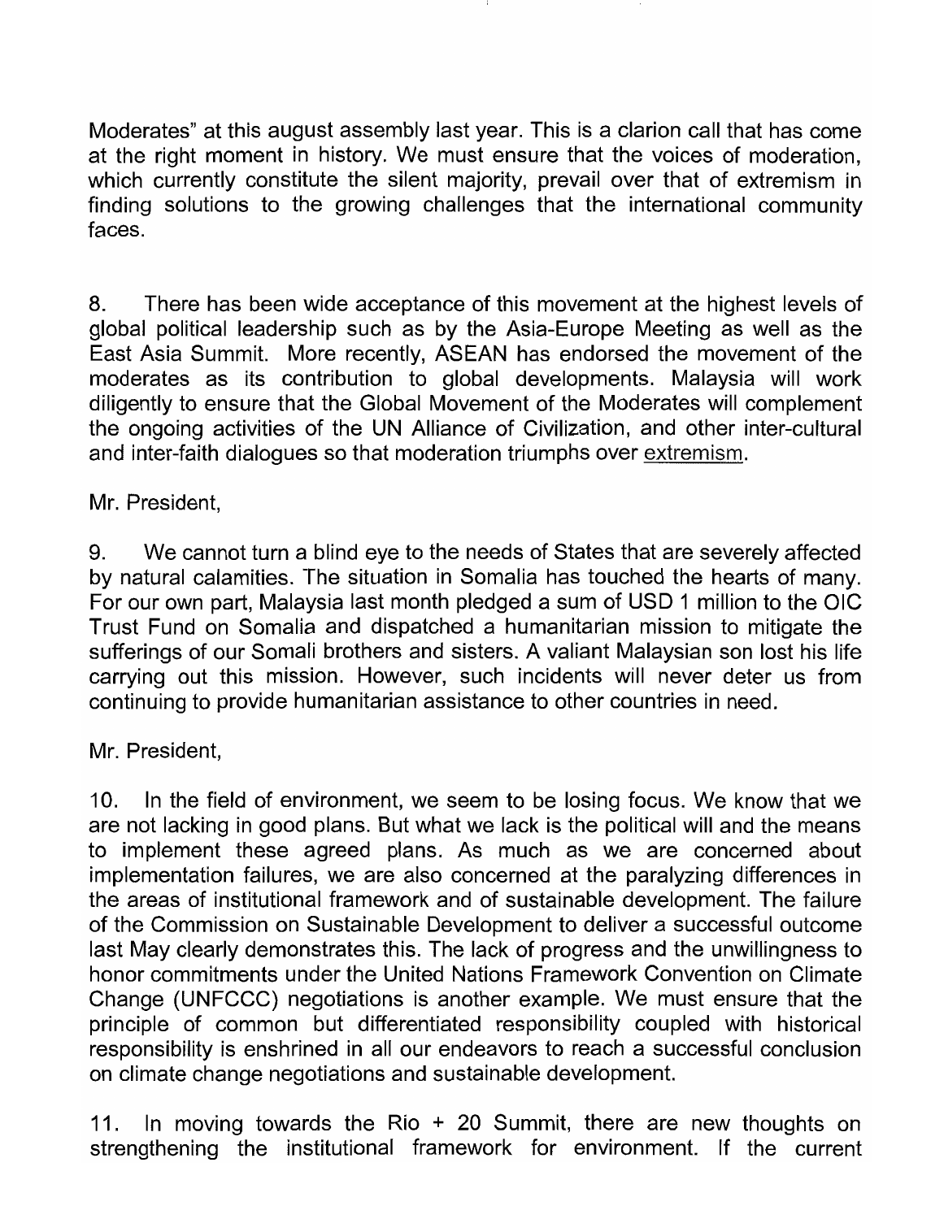Moderates" at this august assembly last year. This is a clarion call that has come at the right moment in history. We must ensure that the voices of moderation, which currently constitute the silent majority, prevail over that of extremism in finding solutions to the growing challenges that the international community faces.

8. There has been wide acceptance of this movement at the highest levels of global political leadership such as by the Asia-Europe Meeting as well as the East Asia Summit. More recently, ASEAN has endorsed the movement of the moderates as its contribution to global developments. Malaysia will work diligently to ensure that the Global Movement of the Moderates will complement the ongoing activities of the UN Alliance of Civilization, and other inter-cultural and inter-faith dialogues so that moderation triumphs over extremism.

Mr. President,

9. We cannot turn a blind eye to the needs of States that are severely affected by natural calamities. The situation in Somalia has touched the hearts of many. For our own part, Malaysia last month pledged a sum of USD 1 million to the OIC Trust Fund on Somalia and dispatched a humanitarian mission to mitigate the sufferings of our Somali brothers and sisters. A valiant Malaysian son lost his life carrying out this mission. However, such incidents will never deter us from continuing to provide humanitarian assistance to other countries in need.

Mr. President,

10. In the field of environment, we seem to be losing focus. We know that we are not lacking in good plans. But what we lack is the political will and the means to implement these agreed plans. As much as we are concerned about implementation failures, we are also concerned at the paralyzing differences in the areas of institutional framework and of sustainable development. The failure of the Commission on Sustainable Development to deliver a successful outcome last May clearly demonstrates this. The lack of progress and the unwillingness to honor commitments under the United Nations Framework Convention on Climate Change (UNFCCC) negotiations is another example. We must ensure that the principle of common but differentiated responsibility coupled with historical responsibility is enshrined in all our endeavors to reach a successful conclusion on climate change negotiations and sustainable development.

11. In moving towards the Rio + 20 Summit, there are new thoughts on strengthening the institutional framework for environment. If the current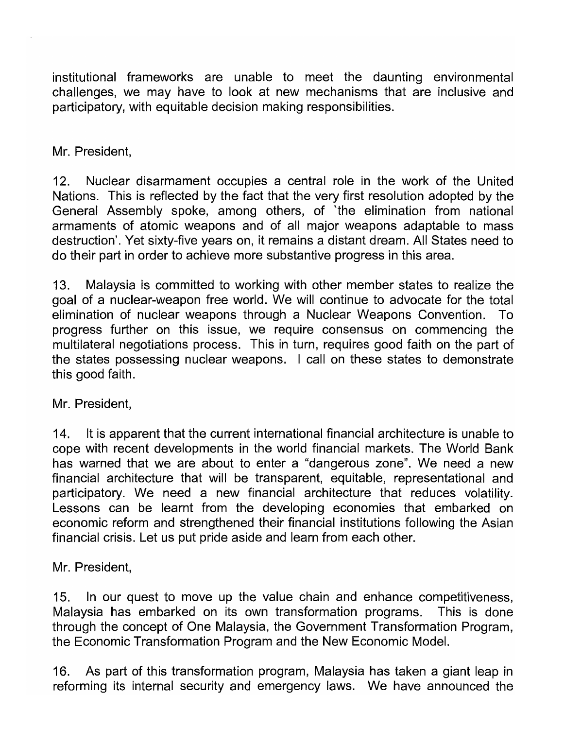institutional frameworks are unable to meet the daunting environmental challenges, we may have to look at new mechanisms that are inclusive and participatory, with equitable decision making responsibilities.

Mr. President,

12. Nuclear disarmament occupies a central role in the work of the United Nations. This is reflected by the fact that the very first resolution adopted by the General Assembly spoke, among others, of 'the elimination from national armaments of atomic weapons and of all major weapons adaptable to mass destruction'. Yet sixty-five years on, it remains a distant dream. All States need to do their part in order to achieve more substantive progress in this area.

13. Malaysia is committed to working with other member states to realize the goal of a nuclear-weapon free world. We will continue to advocate for the total elimination of nuclear weapons through a Nuclear Weapons Convention. To progress further on this issue, we require consensus on commencing the multilateral negotiations process. This in turn, requires good faith on the part of the states possessing nuclear weapons. I call on these states to demonstrate this good faith.

Mr. President,

14. It is apparent that the current international financial architecture is unable to cope with recent developments in the world financial markets. The World Bank has warned that we are about to enter a "dangerous zone". We need a new financial architecture that will be transparent, equitable, representational and participatory. We need a new financial architecture that reduces volatility. Lessons can be learnt from the developing economies that embarked on economic reform and strengthened their financial institutions following the Asian financial crisis. Let us put pride aside and learn from each other.

Mr. President,

15. In our quest to move up the value chain and enhance competitiveness, Malaysia has embarked on its own transformation programs. This is done through the concept of One Malaysia, the Government Transformation Program, the Economic Transformation Program and the New Economic Model.

16. As part of this transformation program, Malaysia has taken a giant leap in reforming its internal security and emergency laws. We have announced the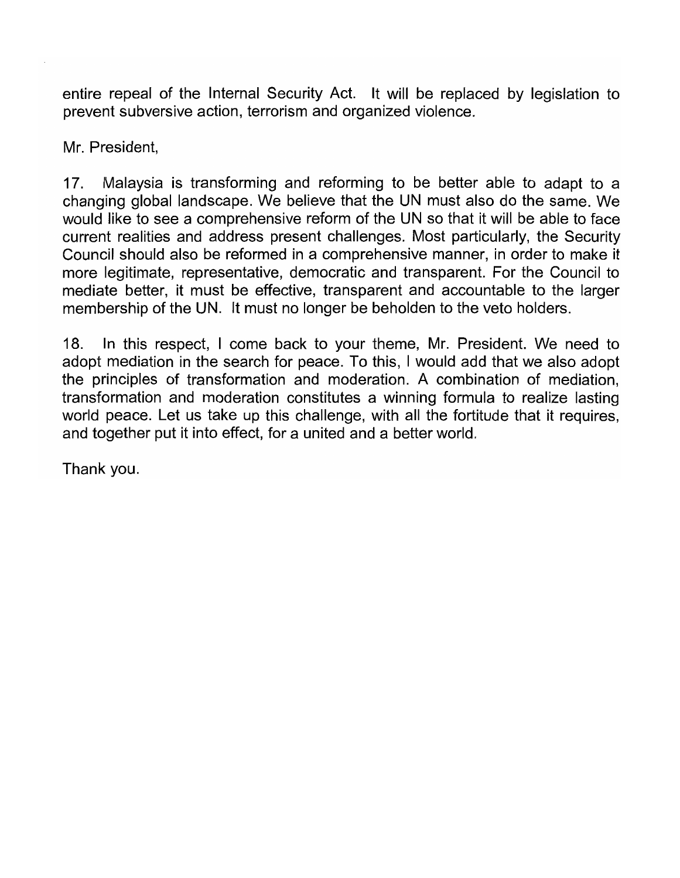entire repeal of the Internal Security Act. It will be replaced by legislation to prevent subversive action, terrorism and organized violence.

Mr. President,

17. Malaysia is transforming and reforming to be better able to adapt to a changing global landscape. We believe that the UN must also do the same. We would like to see a comprehensive reform of the UN so that it will be able to face current realities and address present challenges. Most particularly, the Security Council should also be reformed in a comprehensive manner, in order to make it more legitimate, representative, democratic and transparent. For the Council to mediate better, it must be effective, transparent and accountable to the larger membership of the UN. It must no longer be beholden to the veto holders.

18. In this respect, I come back to your theme, Mr. President. We need to adopt mediation in the search for peace. To this, I would add that we also adopt the principles of transformation and moderation. A combination of mediation, transformation and moderation constitutes a winning formula to realize lasting world peace. Let us take up this challenge, with all the fortitude that it requires, and together put it into effect, for a united and a better world.

Thank you.